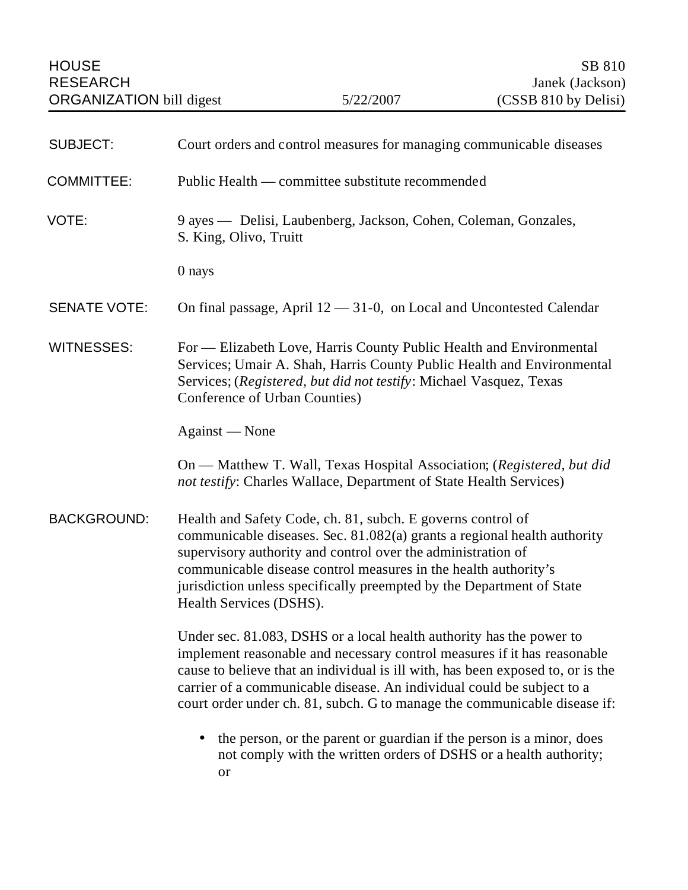HOUSE RESEARCH ORGANIZATION bill digest | 5/22/2007 | SB 810 Janek (Jackson) (CSSB 810 by Delisi)

**SUBJECT:** Court orders and control measures for managing communicable diseases

**COMMITTEE:** Public Health — committee substitute recommended

**VOTE:** 9 ayes — Delisi, Laubenberg, Jackson, Cohen, Coleman, Gonzales, S. King, Olivo, Truitt

0 nays

**SENATE VOTE:** On final passage, April 12 — 31-0, on Local and Uncontested Calendar

**WITNESSES:** For — Elizabeth Love, Harris County Public Health and Environmental Services; Umair A. Shah, Harris County Public Health and Environmental Services; (*Registered, but did not testify*: Michael Vasquez, Texas Conference of Urban Counties)

Against — None

On — Matthew T. Wall, Texas Hospital Association; (*Registered, but did not testify*: Charles Wallace, Department of State Health Services)

**BACKGROUND:** Health and Safety Code, ch. 81, subch. E governs control of communicable diseases. Sec. 81.082(a) grants a regional health authority supervisory authority and control over the administration of communicable disease control measures in the health authority's jurisdiction unless specifically preempted by the Department of State Health Services (DSHS).

Under sec. 81.083, DSHS or a local health authority has the power to implement reasonable and necessary control measures if it has reasonable cause to believe that an individual is ill with, has been exposed to, or is the carrier of a communicable disease. An individual could be subject to a court order under ch. 81, subch. G to manage the communicable disease if:

- the person, or the parent or guardian if the person is a minor, does not comply with the written orders of DSHS or a health authority; or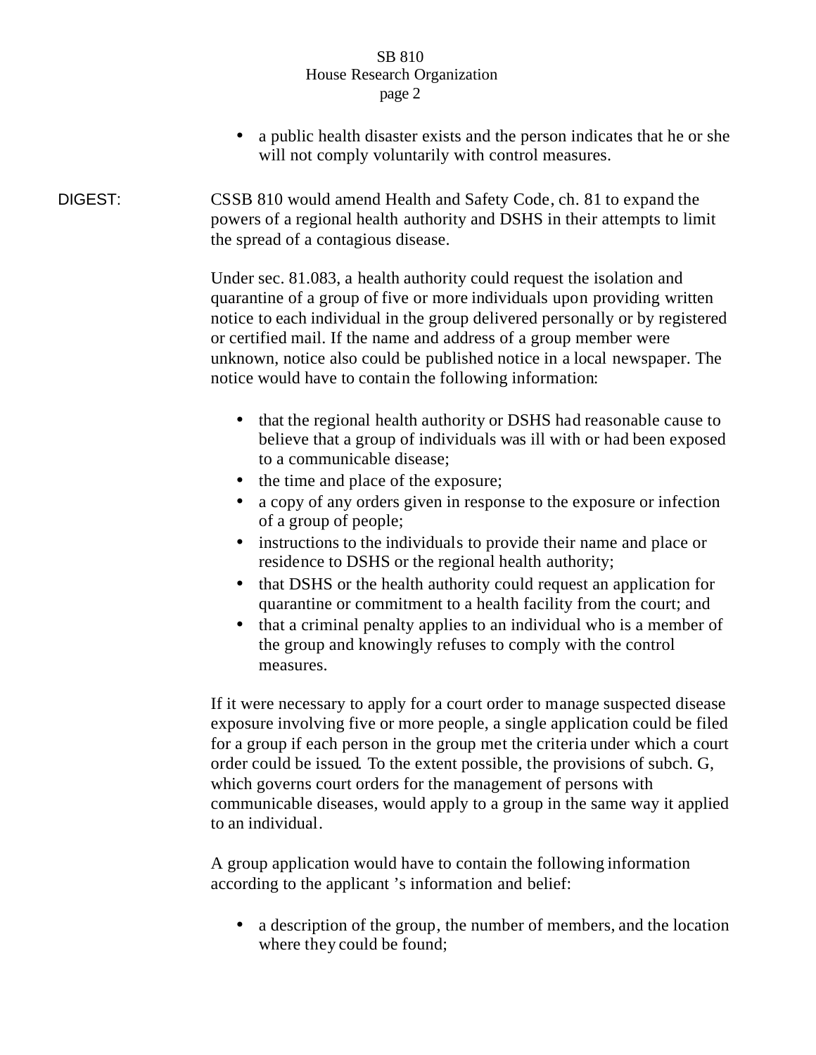- a public health disaster exists and the person indicates that he or she will not comply voluntarily with control measures.

DIGEST: CSSB 810 would amend Health and Safety Code, ch. 81 to expand the powers of a regional health authority and DSHS in their attempts to limit the spread of a contagious disease.

Under sec. 81.083, a health authority could request the isolation and quarantine of a group of five or more individuals upon providing written notice to each individual in the group delivered personally or by registered or certified mail. If the name and address of a group member were unknown, notice also could be published notice in a local newspaper. The notice would have to contain the following information:

- that the regional health authority or DSHS had reasonable cause to believe that a group of individuals was ill with or had been exposed to a communicable disease;
- the time and place of the exposure;
- a copy of any orders given in response to the exposure or infection of a group of people;
- instructions to the individuals to provide their name and place or residence to DSHS or the regional health authority;
- that DSHS or the health authority could request an application for quarantine or commitment to a health facility from the court; and
- that a criminal penalty applies to an individual who is a member of the group and knowingly refuses to comply with the control measures.

If it were necessary to apply for a court order to manage suspected disease exposure involving five or more people, a single application could be filed for a group if each person in the group met the criteria under which a court order could be issued. To the extent possible, the provisions of subch. G, which governs court orders for the management of persons with communicable diseases, would apply to a group in the same way it applied to an individual.

A group application would have to contain the following information according to the applicant's information and belief:

- a description of the group, the number of members, and the location where they could be found;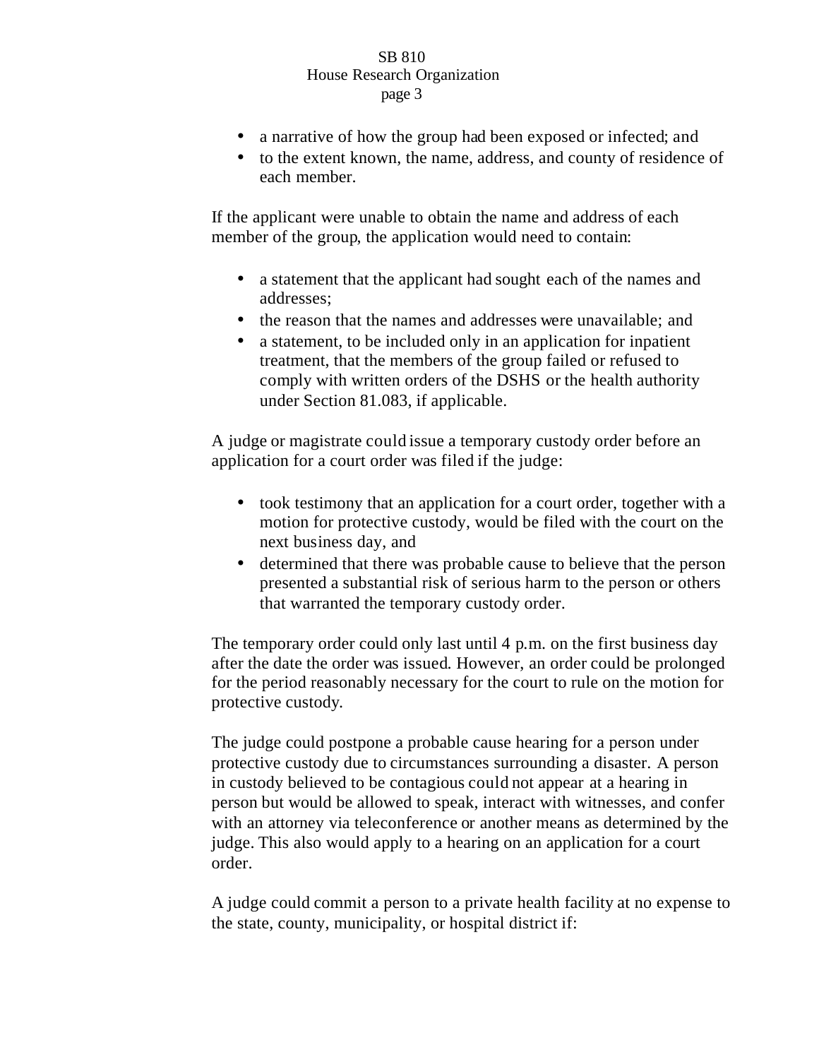- a narrative of how the group had been exposed or infected; and
- to the extent known, the name, address, and county of residence of each member.

If the applicant were unable to obtain the name and address of each member of the group, the application would need to contain:

- a statement that the applicant had sought each of the names and addresses;
- the reason that the names and addresses were unavailable; and
- a statement, to be included only in an application for inpatient treatment, that the members of the group failed or refused to comply with written orders of the DSHS or the health authority under Section 81.083, if applicable.

A judge or magistrate could issue a temporary custody order before an application for a court order was filed if the judge:

- took testimony that an application for a court order, together with a motion for protective custody, would be filed with the court on the next business day, and
- determined that there was probable cause to believe that the person presented a substantial risk of serious harm to the person or others that warranted the temporary custody order.

The temporary order could only last until 4 p.m. on the first business day after the date the order was issued. However, an order could be prolonged for the period reasonably necessary for the court to rule on the motion for protective custody.

The judge could postpone a probable cause hearing for a person under protective custody due to circumstances surrounding a disaster. A person in custody believed to be contagious could not appear at a hearing in person but would be allowed to speak, interact with witnesses, and confer with an attorney via teleconference or another means as determined by the judge. This also would apply to a hearing on an application for a court order.

A judge could commit a person to a private health facility at no expense to the state, county, municipality, or hospital district if: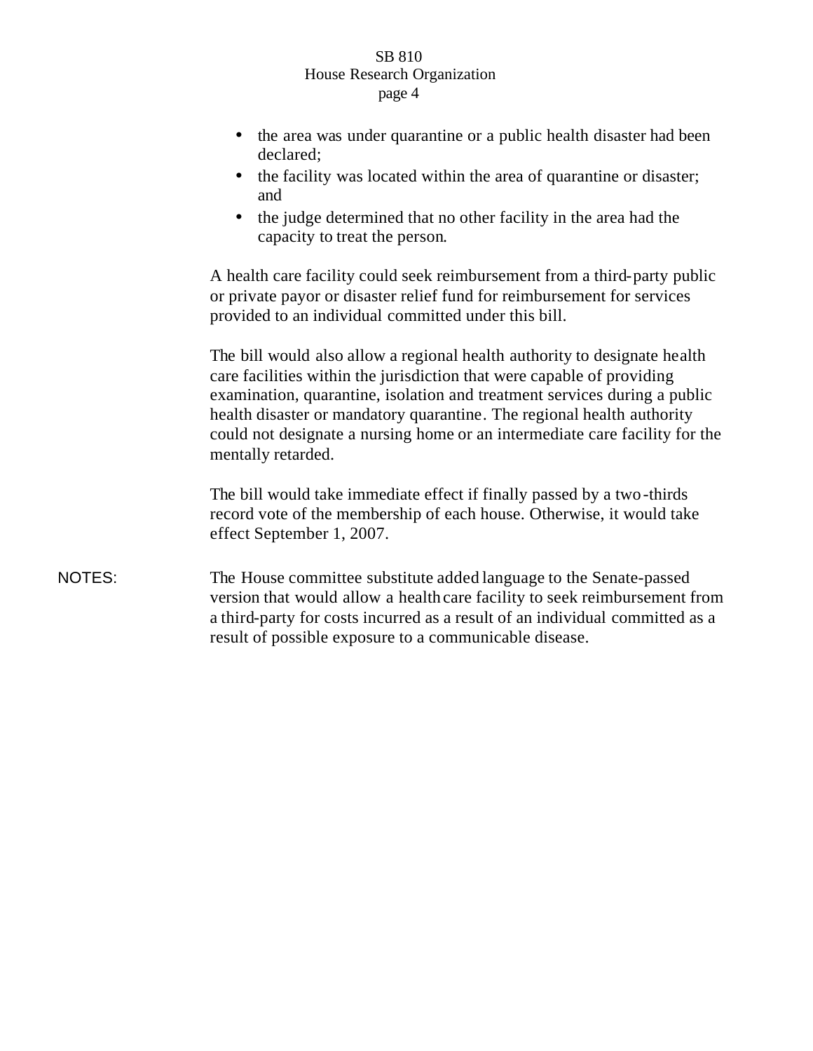- the area was under quarantine or a public health disaster had been declared;
- the facility was located within the area of quarantine or disaster; and
- the judge determined that no other facility in the area had the capacity to treat the person.

A health care facility could seek reimbursement from a third-party public or private payor or disaster relief fund for reimbursement for services provided to an individual committed under this bill.

The bill would also allow a regional health authority to designate health care facilities within the jurisdiction that were capable of providing examination, quarantine, isolation and treatment services during a public health disaster or mandatory quarantine. The regional health authority could not designate a nursing home or an intermediate care facility for the mentally retarded.

The bill would take immediate effect if finally passed by a two-thirds record vote of the membership of each house. Otherwise, it would take effect September 1, 2007.

NOTES: The House committee substitute added language to the Senate-passed version that would allow a health care facility to seek reimbursement from a third-party for costs incurred as a result of an individual committed as a result of possible exposure to a communicable disease.